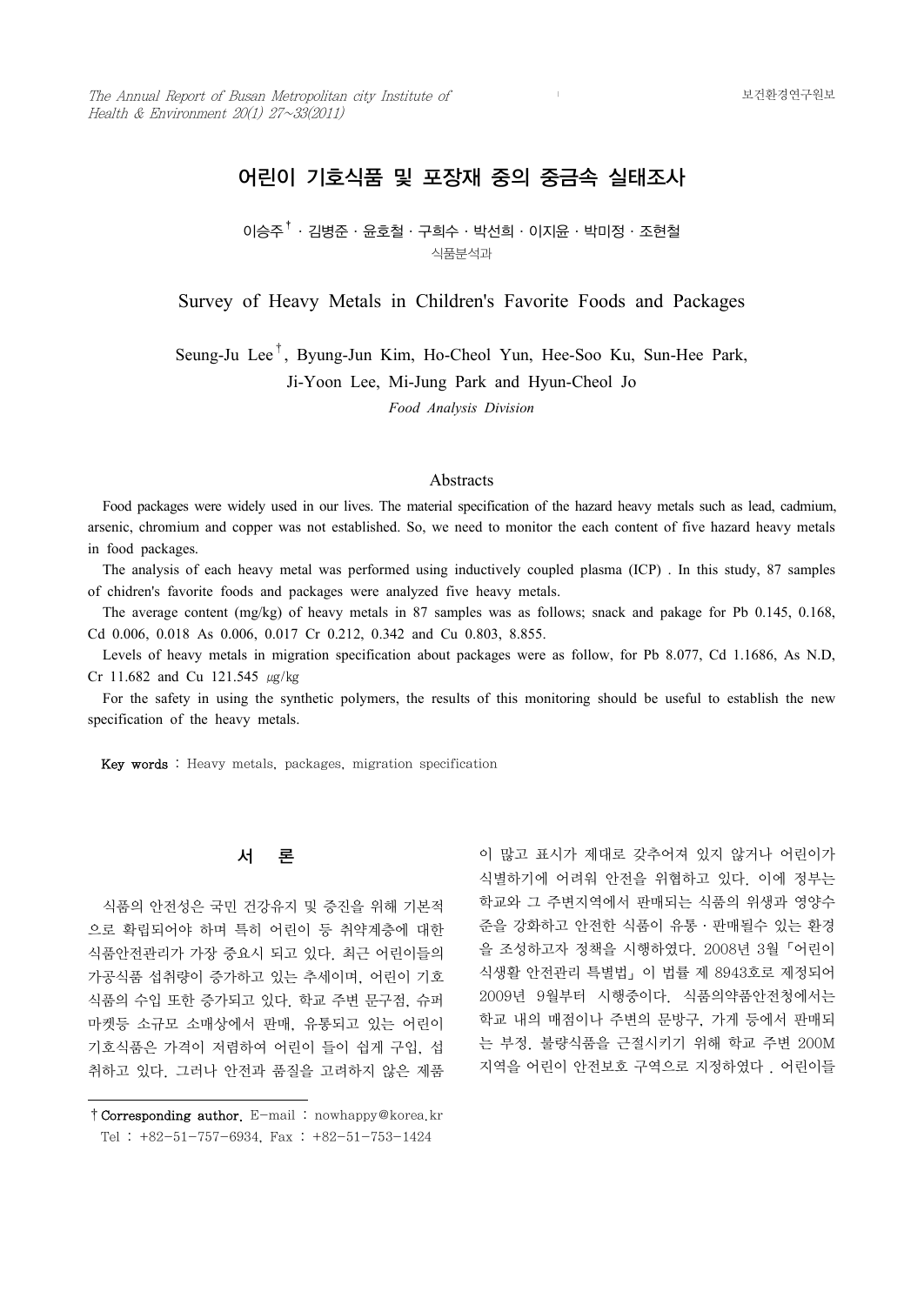# 어린이 기호식품 및 포장재 중의 중금속 실태조사

이승주[†] · 김병준 · 윤호철 · 구희수 · 박선희 · 이지윤 · 박미정 · 조현철

식품분석과

## Survey of Heavy Metals in Children's Favorite Foods and Packages

Seung-Ju Lee[†], Byung-Jun Kim, Ho-Cheol Yun, Hee-Soo Ku, Sun-Hee Park, Ji-Yoon Lee, Mi-Jung Park and Hyun-Cheol Jo

*Food Analysis Division*

### Abstracts

Food packages were widely used in our lives. The material specification of the hazard heavy metals such as lead, cadmium, arsenic, chromium and copper was not established. So, we need to monitor the each content of five hazard heavy metals in food packages.

The analysis of each heavy metal was performed using inductively coupled plasma (ICP) . In this study, 87 samples of chidren's favorite foods and packages were analyzed five heavy metals.

The average content (mg/kg) of heavy metals in 87 samples was as follows; snack and pakage for Pb 0.145, 0.168, Cd 0.006, 0.018 As 0.006, 0.017 Cr 0.212, 0.342 and Cu 0.803, 8.855.

Levels of heavy metals in migration specification about packages were as follow, for Pb 8.077, Cd 1.1686, As N.D, Cr 11.682 and Cu 121.545 ㎍/kg

For the safety in using the synthetic polymers, the results of this monitoring should be useful to establish the new specification of the heavy metals.

**Key words** : Heavy metals, packages, migration specification

## 서 론

식품의 안전성은 국민 건강유지 및 증진을 위해 기본적으로 확립되어야 하며 특히 어린이 등 취약계층에 대한 식품안전관리가 가장 중요시 되고 있다. 최근 어린이들의 가공식품 섭취량이 증가하고 있는 추세이며, 어린이 기호식품의 수입 또한 증가되고 있다. 학교 주변 문구점, 슈퍼마켓등 소규모 소매상에서 판매, 유통되고 있는 어린이 기호식품은 가격이 저렴하여 어린이 들이 쉽게 구입, 섭취하고 있다. 그러나 안전과 품질을 고려하지 않은 제품이 많고 표시가 제대로 갖추어져 있지 않거나 어린이가 식별하기에 어려워 안전을 위협하고 있다. 이에 정부는 학교와 그 주변지역에서 판매되는 식품의 위생과 영양수준을 강화하고 안전한 식품이 유통 · 판매될수 있는 환경을 조성하고자 정책을 시행하였다. 2008년 3월「어린이 식생활 안전관리 특별법」이 법률 제 8943호로 제정되어 2009년 9월부터 시행중이다. 식품의약품안전청에서는 학교 내의 매점이나 주변의 문방구, 가게 등에서 판매되는 부정, 불량식품을 근절시키기 위해 학교 주변 200M 지역을 어린이 안전보호 구역으로 지정하였다 . 어린이들

---

† **Corresponding author.** E-mail : nowhappy@korea.kr
Tel : +82-51-757-6934, Fax : +82-51-753-1424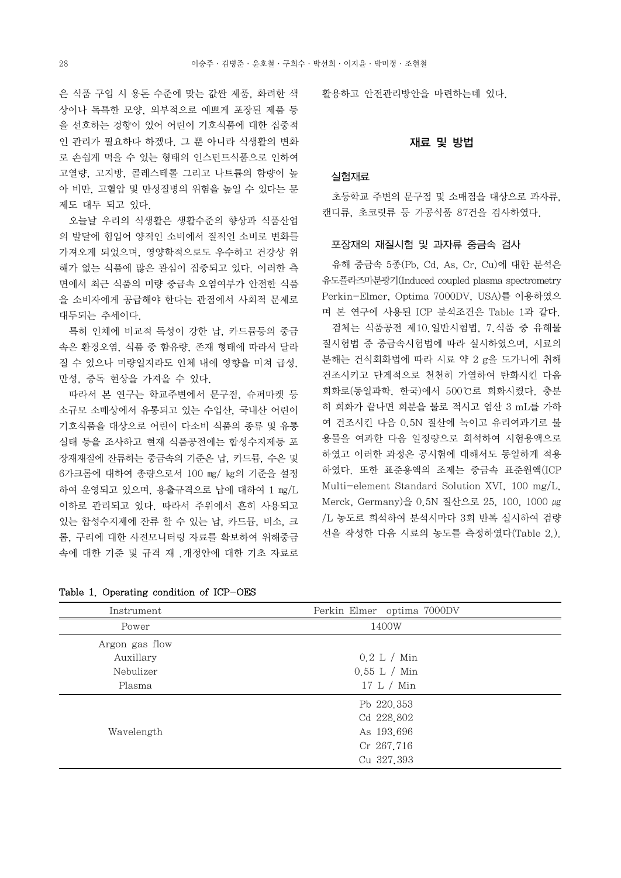은 식품 구입 시 용돈 수준에 맞는 값싼 제품, 화려한 색상이나 독특한 모양, 외부적으로 예쁘게 포장된 제품 등을 선호하는 경향이 있어 어린이 기호식품에 대한 집중적인 관리가 필요하다 하겠다. 그 뿐 아니라 식생활의 변화로 손쉽게 먹을 수 있는 형태의 인스턴트식품으로 인하여 고열량, 고지방, 콜레스테롤 그리고 나트륨의 함량이 높아 비만, 고혈압 및 만성질병의 위험을 높일 수 있다는 문제도 대두 되고 있다.

오늘날 우리의 식생활은 생활수준의 향상과 식품산업의 발달에 힘입어 양적인 소비에서 질적인 소비로 변화를 가져오게 되었으며, 영양학적으로도 우수하고 건강상 위해가 없는 식품에 많은 관심이 집중되고 있다. 이러한 측면에서 최근 식품의 미량 중금속 오염여부가 안전한 식품을 소비자에게 공급해야 한다는 관점에서 사회적 문제로 대두되는 추세이다.

특히 인체에 비교적 독성이 강한 납, 카드뮴등의 중금속은 환경오염, 식품 중 함유량, 존재 형태에 따라서 달라질 수 있으나 미량일지라도 인체 내에 영향을 미쳐 급성, 만성, 중독 현상을 가져올 수 있다.

따라서 본 연구는 학교주변에서 문구점, 슈퍼마켓 등 소규모 소매상에서 유통되고 있는 수입산, 국내산 어린이 기호식품을 대상으로 어린이 다소비 식품의 종류 및 유통 실태 등을 조사하고 현재 식품공전에는 합성수지제등 포장재재질에 잔류하는 중금속의 기준은 납, 카드뮴, 수은 및 6가크롬에 대하여 총량으로서 100 ㎎/ ㎏의 기준을 설정하여 운영되고 있으며, 용출규격으로 납에 대하여 1 ㎎/L 이하로 관리되고 있다. 따라서 주위에서 흔히 사용되고 있는 합성수지제에 잔류 할 수 있는 납, 카드뮴, 비소, 크롬, 구리에 대한 사전모니터링 자료를 확보하여 위해중금속에 대한 기준 및 규격 재 .개정안에 대한 기초 자료로 활용하고 안전관리방안을 마련하는데 있다.

## 재료 및 방법

### 실험재료

초등학교 주변의 문구점 및 소매점을 대상으로 과자류, 캔디류, 초코릿류 등 가공식품 87건을 검사하였다.

### 포장재의 재질시험 및 과자류 중금속 검사

유해 중금속 5종(Pb, Cd, As, Cr, Cu)에 대한 분석은 유도플라즈마분광기(Induced coupled plasma spectrometry Perkin-Elmer, Optima 7000DV, USA)를 이용하였으며 본 연구에 사용된 ICP 분석조건은 Table 1과 같다.

검체는 식품공전 제10.일반시험법, 7.식품 중 유해물질시험법 중 중금속시험법에 따라 실시하였으며, 시료의 분해는 건식회화법에 따라 시료 약 2 g을 도가니에 취해 건조시키고 단계적으로 천천히 가열하여 탄화시킨 다음 회화로(동일과학, 한국)에서 500℃로 회화시켰다. 충분히 회화가 끝나면 회분을 물로 적시고 염산 3 mL를 가하여 건조시킨 다음 0.5N 질산에 녹이고 유리여과기로 불용물을 여과한 다음 일정량으로 희석하여 시험용액으로 하였고 이러한 과정은 공시험에 대해서도 동일하게 적용하였다. 또한 표준용액의 조제는 중금속 표준원액(ICP Multi-element Standard Solution XVI, 100 mg/L, Merck, Germany)을 0.5N 질산으로 25, 100, 1000 ㎍/L 농도로 희석하여 분석시마다 3회 반복 실시하여 검량선을 작성한 다음 시료의 농도를 측정하였다(Table 2.).

Table 1. Operating condition of ICP-OES

| Instrument | Perkin Elmer optima 7000DV |
|---|---|
| Power | 1400W |
| Argon gas flow | |
| Auxillary | 0.2 L / Min |
| Nebulizer | 0.55 L / Min |
| Plasma | 17 L / Min |
| Wavelength | Pb 220.353 |
| | Cd 228.802 |
| | As 193.696 |
| | Cr 267.716 |
| | Cu 327.393 |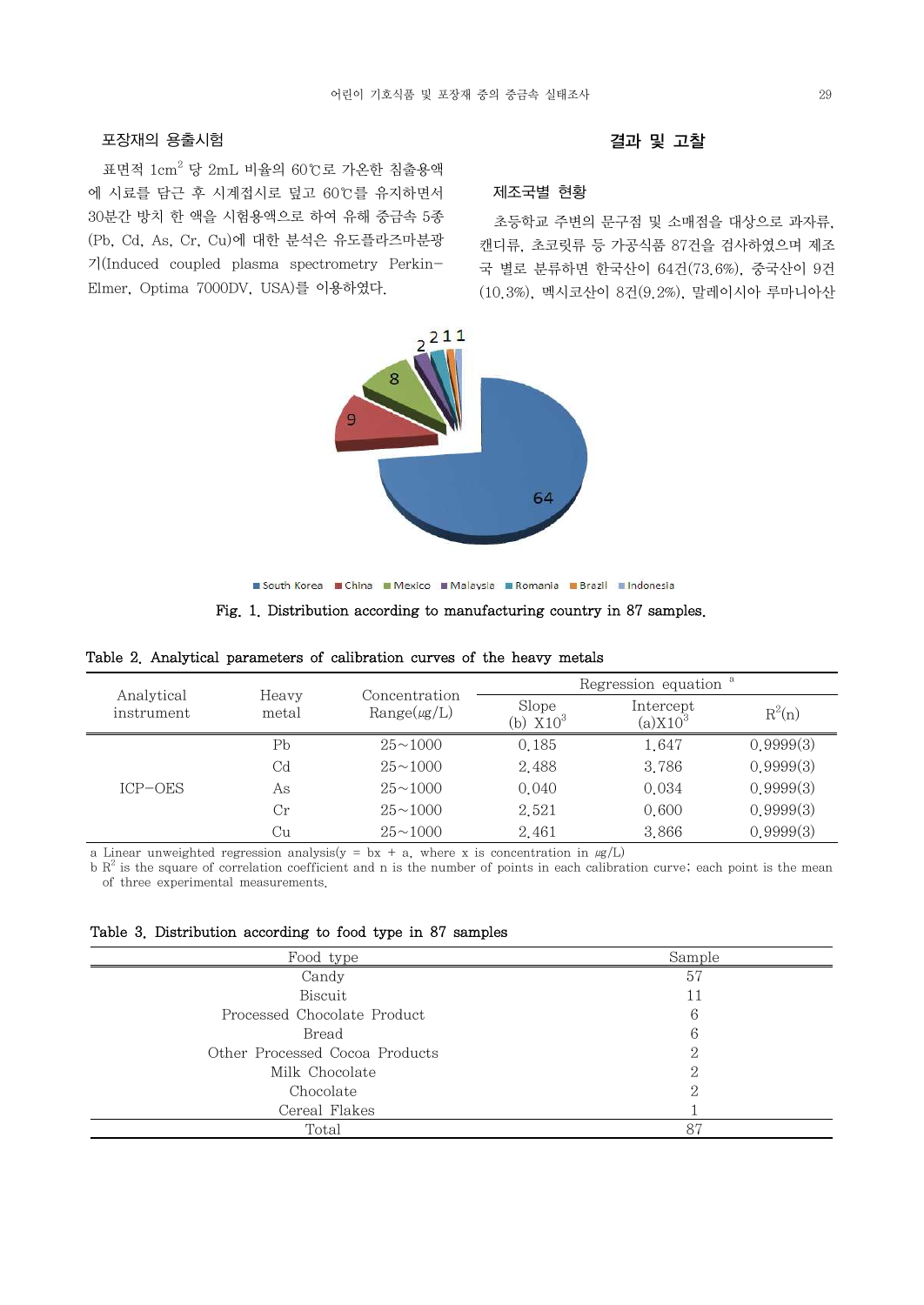### 포장재의 용출시험

표면적 $1cm^2$ 당 2mL 비율의 60℃로 가온한 침출용액에 시료를 담근 후 시계접시로 덮고 60℃를 유지하면서 30분간 방치 한 액을 시험용액으로 하여 유해 중금속 5종(Pb, Cd, As, Cr, Cu)에 대한 분석은 유도플라즈마분광기(Induced coupled plasma spectrometry Perkin-Elmer, Optima 7000DV, USA)를 이용하였다.

## 결과 및 고찰

### 제조국별 현황

초등학교 주변의 문구점 및 소매점을 대상으로 과자류, 캔디류, 초코릿류 등 가공식품 87건을 검사하였으며 제조국 별로 분류하면 한국산이 64건(73.6%), 중국산이 9건(10.3%), 멕시코산이 8건(9.2%), 말레이시아 루마니아산

Fig. 1. Distribution according to manufacturing country in 87 samples.

Table 2. Analytical parameters of calibration curves of the heavy metals

| Analytical instrument | Heavy metal | Concentration Range(㎍/L) | Regression equation [a] | | |
|---|---|---|---|---|---|
| | | | Slope (b) $X10^3$ | Intercept (a)$X10^3$ | $R^2$(n) |
| ICP-OES | Pb | 25~1000 | 0.185 | 1.647 | 0.9999(3) |
| | Cd | 25~1000 | 2.488 | 3.786 | 0.9999(3) |
| | As | 25~1000 | 0.040 | 0.034 | 0.9999(3) |
| | Cr | 25~1000 | 2.521 | 0.600 | 0.9999(3) |
| | Cu | 25~1000 | 2.461 | 3.866 | 0.9999(3) |

a Linear unweighted regression analysis(y = bx + a, where x is concentration in ㎍/L)
b $R^2$ is the square of correlation coefficient and n is the number of points in each calibration curve; each point is the mean of three experimental measurements.

Table 3. Distribution according to food type in 87 samples

| Food type | Sample |
|---|---|
| Candy | 57 |
| Biscuit | 11 |
| Processed Chocolate Product | 6 |
| Bread | 6 |
| Other Processed Cocoa Products | 2 |
| Milk Chocolate | 2 |
| Chocolate | 2 |
| Cereal Flakes | 1 |
| Total | 87 |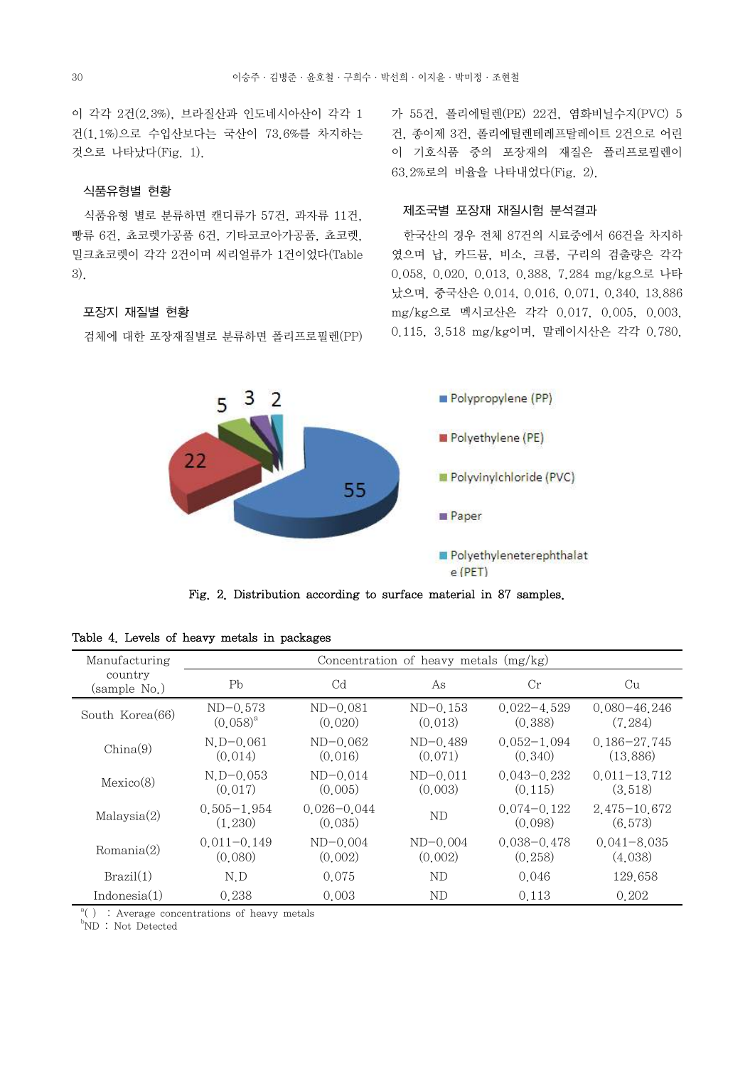이 각각 2건(2.3%), 브라질산과 인도네시아산이 각각 1건(1.1%)으로 수입산보다는 국산이 73.6%를 차지하는 것으로 나타났다(Fig. 1).

### 식품유형별 현황

식품유형 별로 분류하면 캔디류가 57건, 과자류 11건, 빵류 6건, 쵸코렛가공품 6건, 기타코코아가공품, 쵸코렛, 밀크쵸코렛이 각각 2건이며 씨리얼류가 1건이었다(Table 3).

### 포장지 재질별 현황

검체에 대한 포장재질별로 분류하면 폴리프로필렌(PP)가 55건, 폴리에틸렌(PE) 22건, 염화비닐수지(PVC) 5건, 종이제 3건, 폴리에틸렌테레프탈레이트 2건으로 어린이 기호식품 중의 포장재의 재질은 폴리프로필렌이 63.2%로의 비율을 나타내었다(Fig. 2).

### 제조국별 포장재 재질시험 분석결과

한국산의 경우 전체 87건의 시료중에서 66건을 차지하였으며 납, 카드뮴, 비소, 크롬, 구리의 검출량은 각각 0.058, 0.020, 0.013, 0.388, 7.284 mg/kg으로 나타났으며, 중국산은 0.014, 0.016, 0.071, 0.340, 13.886 mg/kg으로 멕시코산은 각각 0.017, 0.005, 0.003, 0.115, 3.518 mg/kg이며, 말레이시아산은 각각 0.780,

Fig. 2. Distribution according to surface material in 87 samples.

Table 4. Levels of heavy metals in packages

| Manufacturing country (sample No.) | Concentration of heavy metals (mg/kg) | | | | |
|---|---|---|---|---|---|
| | Pb | Cd | As | Cr | Cu |
| South Korea(66) | ND−0.573 (0.058)[a] | ND−0.081 (0.020) | ND−0.153 (0.013) | 0.022−4.529 (0.388) | 0.080−46.246 (7.284) |
| China(9) | N.D−0.061 (0.014) | ND−0.062 (0.016) | ND−0.489 (0.071) | 0.052−1.094 (0.340) | 0.186−27.745 (13.886) |
| Mexico(8) | N.D−0.053 (0.017) | ND−0.014 (0.005) | ND−0.011 (0.003) | 0.043−0.232 (0.115) | 0.011−13.712 (3.518) |
| Malaysia(2) | 0.505−1.954 (1.230) | 0.026−0.044 (0.035) | ND | 0.074−0.122 (0.098) | 2.475−10.672 (6.573) |
| Romania(2) | 0.011−0.149 (0.080) | ND−0.004 (0.002) | ND−0.004 (0.002) | 0.038−0.478 (0.258) | 0.041−8.035 (4.038) |
| Brazil(1) | N.D | 0.075 | ND | 0.046 | 129.658 |
| Indonesia(1) | 0.238 | 0.003 | ND | 0.113 | 0.202 |

[a]( ) : Average concentrations of heavy metals
[b]ND : Not Detected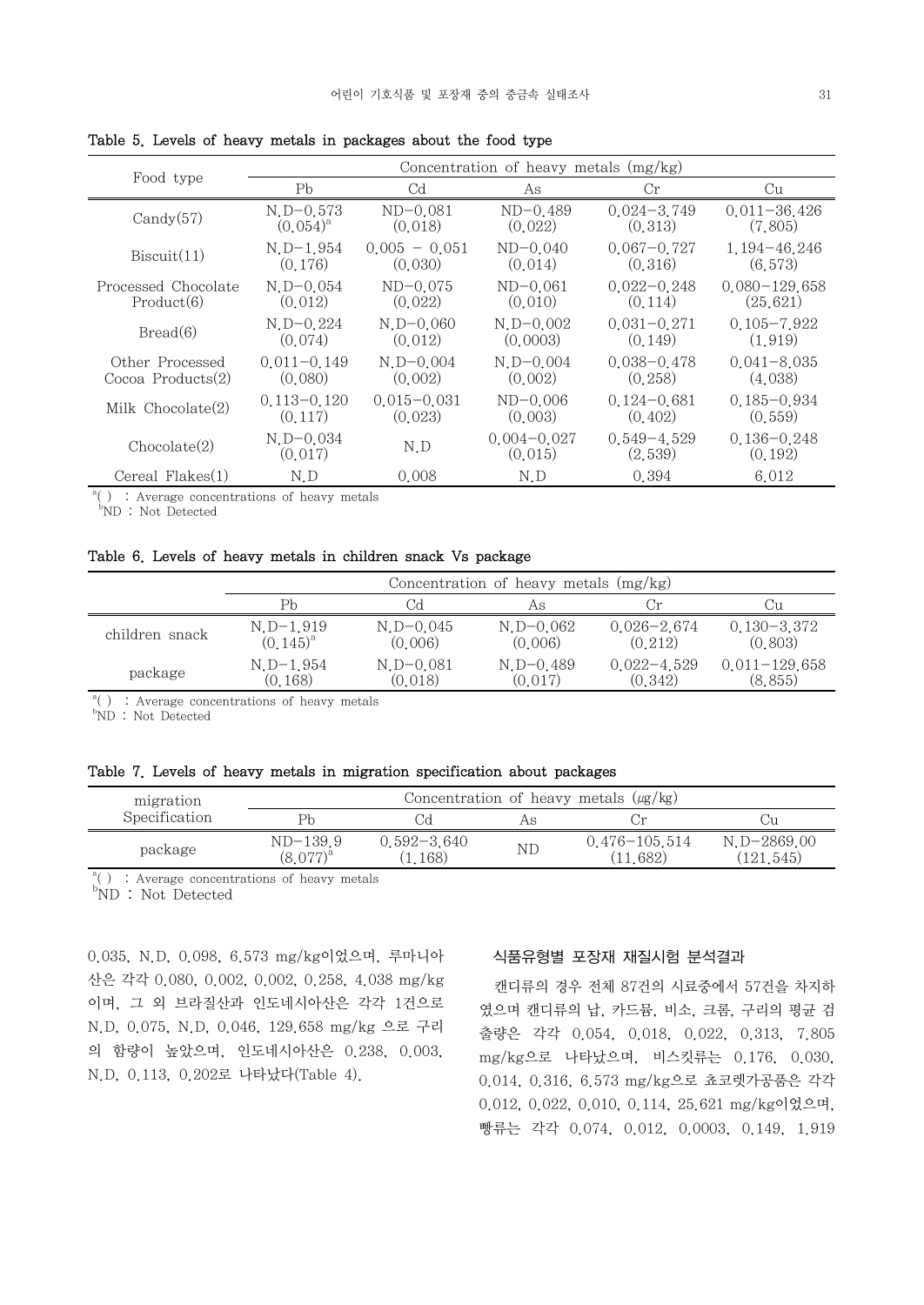**Table 5. Levels of heavy metals in packages about the food type**

| Food type | Concentration of heavy metals (mg/kg) | | | | |
|---|---|---|---|---|---|
| | Pb | Cd | As | Cr | Cu |
| Candy(57) | N.D−0.573 (0.054)[a] | ND−0.081 (0.018) | ND−0.489 (0.022) | 0.024−3.749 (0.313) | 0.011−36.426 (7.805) |
| Biscuit(11) | N.D−1.954 (0.176) | 0.005 − 0.051 (0.030) | ND−0.040 (0.014) | 0.067−0.727 (0.316) | 1.194−46.246 (6.573) |
| Processed Chocolate Product(6) | N.D−0.054 (0.012) | ND−0.075 (0.022) | ND−0.061 (0.010) | 0.022−0.248 (0.114) | 0.080−129.658 (25.621) |
| Bread(6) | N.D−0.224 (0.074) | N.D−0.060 (0.012) | N.D−0.002 (0.0003) | 0.031−0.271 (0.149) | 0.105−7.922 (1.919) |
| Other Processed Cocoa Products(2) | 0.011−0.149 (0.080) | N.D−0.004 (0.002) | N.D−0.004 (0.002) | 0.038−0.478 (0.258) | 0.041−8.035 (4.038) |
| Milk Chocolate(2) | 0.113−0.120 (0.117) | 0.015−0.031 (0.023) | ND−0.006 (0.003) | 0.124−0.681 (0.402) | 0.185−0.934 (0.559) |
| Chocolate(2) | N.D−0.034 (0.017) | N.D | 0.004−0.027 (0.015) | 0.549−4.529 (2.539) | 0.136−0.248 (0.192) |
| Cereal Flakes(1) | N.D | 0.008 | N.D | 0.394 | 6.012 |

[a]( ) : Average concentrations of heavy metals
[b]ND : Not Detected

**Table 6. Levels of heavy metals in children snack Vs package**

| | Concentration of heavy metals (mg/kg) | | | | |
|---|---|---|---|---|---|
| | Pb | Cd | As | Cr | Cu |
| children snack | N.D−1.919 (0.145)[a] | N.D−0.045 (0.006) | N.D−0.062 (0.006) | 0.026−2.674 (0.212) | 0.130−3.372 (0.803) |
| package | N.D−1.954 (0.168) | N.D−0.081 (0.018) | N.D−0.489 (0.017) | 0.022−4.529 (0.342) | 0.011−129.658 (8.855) |

[a]( ) : Average concentrations of heavy metals
[b]ND : Not Detected

**Table 7. Levels of heavy metals in migration specification about packages**

| migration Specification | Concentration of heavy metals (μg/kg) | | | | |
|---|---|---|---|---|---|
| | Pb | Cd | As | Cr | Cu |
| package | ND−139.9 (8.077)[a] | 0.592−3.640 (1.168) | ND | 0.476−105.514 (11.682) | N.D−2869.00 (121.545) |

[a]( ) : Average concentrations of heavy metals
[b]ND : Not Detected

0.035, N.D, 0.098, 6.573 mg/kg이었으며, 루마니아산은 각각 0.080, 0.002, 0.002, 0.258, 4.038 mg/kg이며, 그 외 브라질산과 인도네시아산은 각각 1건으로 N.D, 0.075, N.D, 0.046, 129.658 mg/kg 으로 구리의 함량이 높았으며, 인도네시아산은 0.238, 0.003, N.D, 0.113, 0.202로 나타났다(Table 4).

### 식품유형별 포장재 재질시험 분석결과

캔디류의 경우 전체 87건의 시료중에서 57건을 차지하였으며 캔디류의 납, 카드뮴, 비소, 크롬, 구리의 평균 검출량은 각각 0.054, 0.018, 0.022, 0.313, 7.805 mg/kg으로 나타났으며, 비스킷류는 0.176, 0.030, 0.014, 0.316, 6.573 mg/kg으로 쵸코렛가공품은 각각 0.012, 0.022, 0.010, 0.114, 25.621 mg/kg이었으며, 빵류는 각각 0.074, 0.012, 0.0003, 0.149, 1.919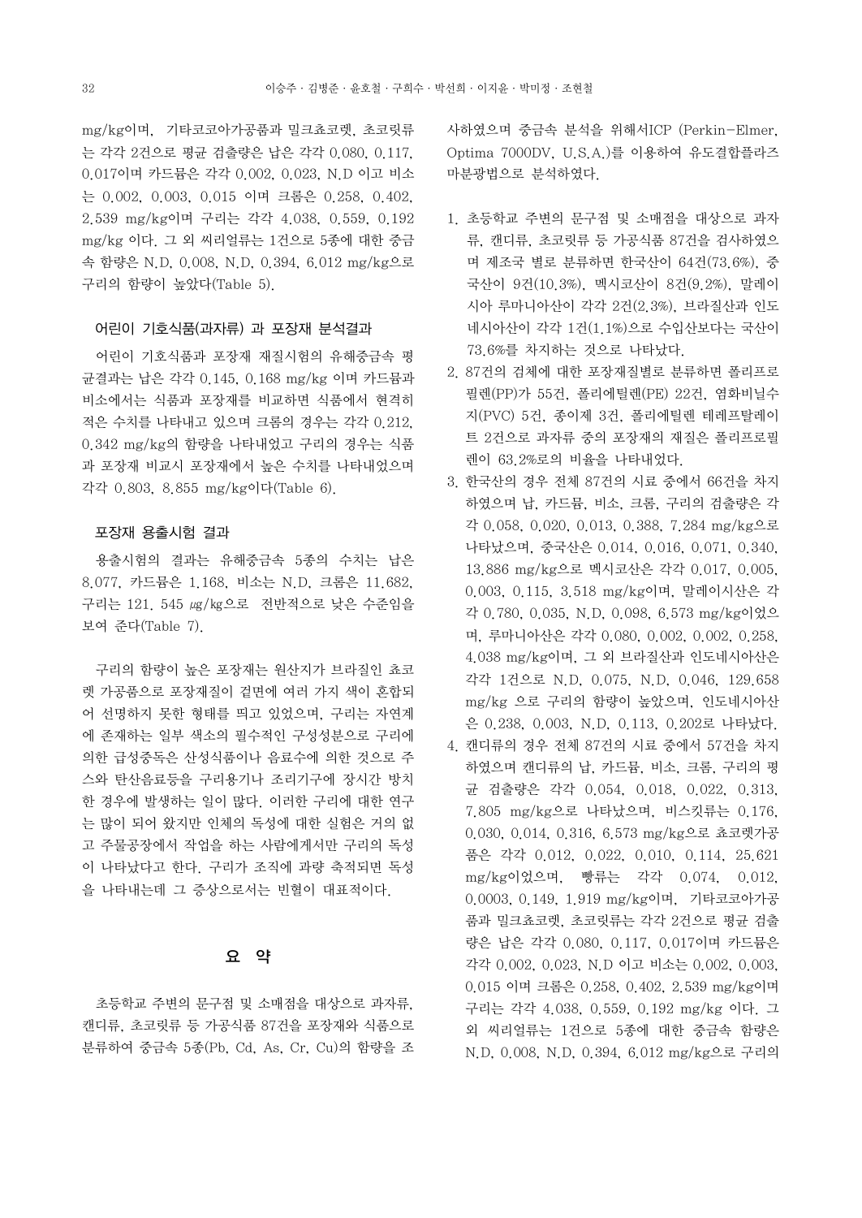mg/kg이며, 기타코코아가공품과 밀크쵸코렛, 초코릿류는 각각 2건으로 평균 검출량은 납은 각각 0.080, 0.117, 0.017이며 카드뮴은 각각 0.002, 0.023, N.D 이고 비소는 0.002, 0.003, 0.015 이며 크롬은 0.258, 0.402, 2.539 mg/kg이며 구리는 각각 4.038, 0.559, 0.192 mg/kg 이다. 그 외 씨리얼류는 1건으로 5종에 대한 중금속 함량은 N.D, 0.008, N.D, 0.394, 6.012 mg/kg으로 구리의 함량이 높았다(Table 5).

### 어린이 기호식품(과자류) 과 포장재 분석결과

어린이 기호식품과 포장재 재질시험의 유해중금속 평균결과는 납은 각각 0.145, 0.168 mg/kg 이며 카드뮴과 비소에서는 식품과 포장재를 비교하면 식품에서 현격히 적은 수치를 나타내고 있으며 크롬의 경우는 각각 0.212, 0.342 mg/kg의 함량을 나타내었고 구리의 경우는 식품과 포장재 비교시 포장재에서 높은 수치를 나타내었으며 각각 0.803, 8.855 mg/kg이다(Table 6).

### 포장재 용출시험 결과

용출시험의 결과는 유해중금속 5종의 수치는 납은 8.077, 카드뮴은 1.168, 비소는 N.D, 크롬은 11.682, 구리는 121. 545 ㎍/kg으로 전반적으로 낮은 수준임을 보여 준다(Table 7).

구리의 함량이 높은 포장재는 원산지가 브라질인 쵸코렛 가공품으로 포장재질이 겉면에 여러 가지 색이 혼합되어 선명하지 못한 형태를 띄고 있었으며, 구리는 자연계에 존재하는 일부 색소의 필수적인 구성성분으로 구리에 의한 급성중독은 산성식품이나 음료수에 의한 것으로 주스와 탄산음료등을 구리용기나 조리기구에 장시간 방치한 경우에 발생하는 일이 많다. 이러한 구리에 대한 연구는 많이 되어 왔지만 인체의 독성에 대한 실험은 거의 없고 주물공장에서 작업을 하는 사람에게서만 구리의 독성이 나타났다고 한다. 구리가 조직에 과량 축적되면 독성을 나타내는데 그 증상으로서는 빈혈이 대표적이다.

## 요 약

초등학교 주변의 문구점 및 소매점을 대상으로 과자류, 캔디류, 초코릿류 등 가공식품 87건을 포장재와 식품으로 분류하여 중금속 5종(Pb, Cd, As, Cr, Cu)의 함량을 조사하였으며 중금속 분석을 위해서ICP (Perkin-Elmer, Optima 7000DV, U.S.A.)를 이용하여 유도결합플라즈마분광법으로 분석하였다.

1. 초등학교 주변의 문구점 및 소매점을 대상으로 과자류, 캔디류, 초코릿류 등 가공식품 87건을 검사하였으며 제조국 별로 분류하면 한국산이 64건(73.6%), 중국산이 9건(10.3%), 멕시코산이 8건(9.2%), 말레이시아 루마니아산이 각각 2건(2.3%), 브라질산과 인도네시아산이 각각 1건(1.1%)으로 수입산보다는 국산이 73.6%를 차지하는 것으로 나타났다.
2. 87건의 검체에 대한 포장재질별로 분류하면 폴리프로필렌(PP)가 55건, 폴리에틸렌(PE) 22건, 염화비닐수지(PVC) 5건, 종이제 3건, 폴리에틸렌 테레프탈레이트 2건으로 과자류 중의 포장재의 재질은 폴리프로필렌이 63.2%로의 비율을 나타내었다.
3. 한국산의 경우 전체 87건의 시료 중에서 66건을 차지하였으며 납, 카드뮴, 비소, 크롬, 구리의 검출량은 각각 0.058, 0.020, 0.013, 0.388, 7.284 mg/kg으로 나타났으며, 중국산은 0.014, 0.016, 0.071, 0.340, 13.886 mg/kg으로 멕시코산은 각각 0.017, 0.005, 0.003, 0.115, 3.518 mg/kg이며, 말레이시산은 각각 0.780, 0.035, N.D, 0.098, 6.573 mg/kg이었으며, 루마니아산은 각각 0.080, 0.002, 0.002, 0.258, 4.038 mg/kg이며, 그 외 브라질산과 인도네시아산은 각각 1건으로 N.D, 0.075, N.D, 0.046, 129.658 mg/kg 으로 구리의 함량이 높았으며, 인도네시아산은 0.238, 0.003, N.D, 0.113, 0.202로 나타났다.
4. 캔디류의 경우 전체 87건의 시료 중에서 57건을 차지하였으며 캔디류의 납, 카드뮴, 비소, 크롬, 구리의 평균 검출량은 각각 0.054, 0.018, 0.022, 0.313, 7.805 mg/kg으로 나타났으며, 비스킷류는 0.176, 0.030, 0.014, 0.316, 6.573 mg/kg으로 쵸코렛가공품은 각각 0.012, 0.022, 0.010, 0.114, 25.621 mg/kg이었으며, 빵류는 각각 0.074, 0.012, 0.0003, 0.149, 1.919 mg/kg이며, 기타코코아가공품과 밀크쵸코렛, 초코릿류는 각각 2건으로 평균 검출량은 납은 각각 0.080, 0.117, 0.017이며 카드뮴은 각각 0.002, 0.023, N.D 이고 비소는 0.002, 0.003, 0.015 이며 크롬은 0.258, 0.402, 2.539 mg/kg이며 구리는 각각 4.038, 0.559, 0.192 mg/kg 이다. 그 외 씨리얼류는 1건으로 5종에 대한 중금속 함량은 N.D, 0.008, N.D, 0.394, 6.012 mg/kg으로 구리의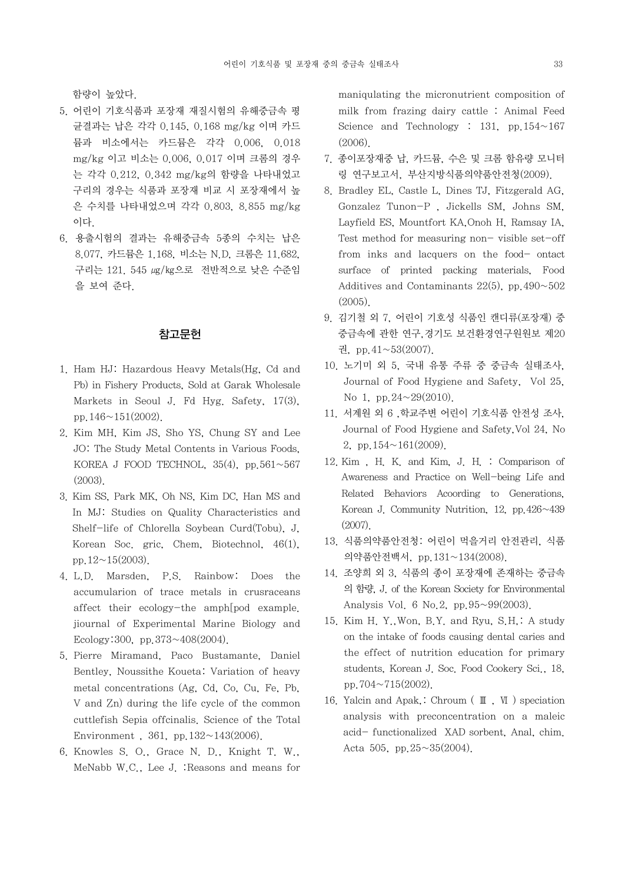함량이 높았다.

5. 어린이 기호식품과 포장재 재질시험의 유해중금속 평균결과는 납은 각각 0.145, 0.168 mg/kg 이며 카드뮴과 비소에서는 카드뮴은 각각 0.006, 0.018 mg/kg 이고 비소는 0.006, 0.017 이며 크롬의 경우는 각각 0.212, 0.342 mg/kg의 함량을 나타내었고 구리의 경우는 식품과 포장재 비교 시 포장재에서 높은 수치를 나타내었으며 각각 0.803, 8.855 mg/kg 이다.
6. 용출시험의 결과는 유해중금속 5종의 수치는 납은 8.077, 카드뮴은 1.168, 비소는 N.D, 크롬은 11.682, 구리는 121. 545 ㎍/kg으로 전반적으로 낮은 수준임을 보여 준다.

## 참고문헌

1. Ham HJ: Hazardous Heavy Metals(Hg, Cd and Pb) in Fishery Products, Sold at Garak Wholesale Markets in Seoul J. Fd Hyg. Safety, 17(3), pp.146~151(2002).
2. Kim MH, Kim JS, Sho YS, Chung SY and Lee JO: The Study Metal Contents in Various Foods, KOREA J FOOD TECHNOL, 35(4), pp.561~567 (2003).
3. Kim SS, Park MK, Oh NS, Kim DC, Han MS and In MJ: Studies on Quality Characteristics and Shelf-life of Chlorella Soybean Curd(Tobu), J, Korean Soc. gric, Chem, Biotechnol, 46(1), pp.12~15(2003).
4. L.D. Marsden, P.S. Rainbow: Does the accumularion of trace metals in crusraceans affect their ecology-the amph[pod example. jiournal of Experimental Marine Biology and Ecology:300, pp.373~408(2004).
5. Pierre Miramand, Paco Bustamante, Daniel Bentley, Noussithe Koueta: Variation of heavy metal concentrations (Ag, Cd, Co, Cu, Fe, Pb, V and Zn) during the life cycle of the common cuttlefish Sepia offcinalis. Science of the Total Environment , 361, pp.132~143(2006).
6. Knowles S. O., Grace N. D., Knight T. W., MeNabb W.C., Lee J. :Reasons and means for maniqulating the micronutrient composition of milk from frazing dairy cattle : Animal Feed Science and Technology : 131, pp.154~167 (2006).
7. 종이포장재중 납, 카드뮴, 수은 및 크롬 함유량 모니터링 연구보고서, 부산지방식품의약품안전청(2009).
8. Bradley EL, Castle L, Dines TJ, Fitzgerald AG, Gonzalez Tunon-P , Jickells SM, Johns SM, Layfield ES, Mountfort KA,Onoh H, Ramsay IA, Test method for measuring non- visible set-off from inks and lacquers on the food- ontact surface of printed packing materials, Food Additives and Contaminants 22(5), pp.490~502 (2005).
9. 김기철 외 7, 어린이 기호성 식품인 캔디류(포장재) 중 중금속에 관한 연구,경기도 보건환경연구원원보 제20권, pp.41~53(2007).
10. 노기미 외 5, 국내 유통 주류 중 중금속 실태조사, Journal of Food Hygiene and Safety, Vol 25, No 1, pp.24~29(2010).
11. 서계원 외 6 ,학교주변 어린이 기호식품 안전성 조사, Journal of Food Hygiene and Safety,Vol 24, No 2, pp.154~161(2009).
12. Kim , H. K. and Kim, J. H. : Comparison of Awareness and Practice on Well-being Life and Related Behaviors Acoording to Generations, Korean J. Community Nutrition, 12, pp.426~439 (2007).
13. 식품의약품안전청: 어린이 먹을거리 안전관리, 식품의약품안전백서, pp.131~134(2008).
14. 조양희 외 3, 식품의 종이 포장재에 존재하는 중금속의 함량, J. of the Korean Society for Environmental Analysis Vol. 6 No.2, pp.95~99(2003).
15. Kim H. Y.,Won, B.Y. and Ryu, S.H.: A study on the intake of foods causing dental caries and the effect of nutrition education for primary students, Korean J. Soc. Food Cookery Sci., 18, pp.704~715(2002).
16. Yalcin and Apak,: Chroum ( Ⅲ , Ⅵ ) speciation analysis with preconcentration on a maleic acid- functionalized XAD sorbent, Anal, chim, Acta 505, pp.25~35(2004).